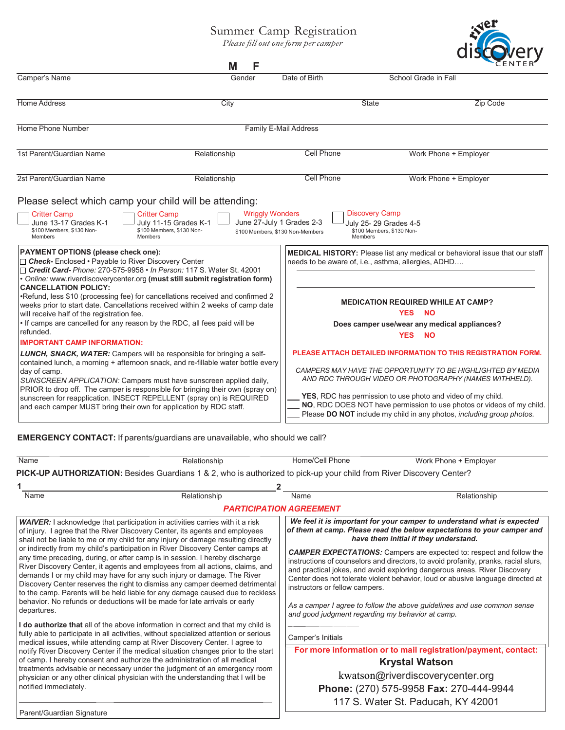# Summary Camp Registration

*Please fill out one form per camper*

river discovery CENTER

| Camper's Name | Gender M F | Date of Birth | School Grade in Fall |
|---|---|---|---|

| Home Address | City | State | Zip Code |
|---|---|---|---|

| Home Phone Number | Family E-Mail Address |
|---|---|

| 1st Parent/Guardian Name | Relationship | Cell Phone | Work Phone + Employer |
|---|---|---|---|

| 2st Parent/Guardian Name | Relationship | Cell Phone | Work Phone + Employer |
|---|---|---|---|

Please select which camp your child will be attending:

- ☐ **Critter Camp** June 13-17 Grades K-1 — $100 Members, $130 Non-Members
- ☐ **Critter Camp** July 11-15 Grades K-1 — $100 Members, $130 Non-Members
- ☐ **Wriggly Wonders** June 27-July 1 Grades 2-3 — $100 Members, $130 Non-Members
- ☐ **Discovery Camp** July 25- 29 Grades 4-5 — $100 Members, $130 Non-Members

**PAYMENT OPTIONS (please check one):**

☐ ***Check-*** Enclosed • Payable to River Discovery Center

☐ ***Credit Card-*** *Phone:* 270-575-9958 • *In Person:* 117 S. Water St. 42001

• *Online:* www.riverdiscoverycenter.org **(must still submit registration form)**

**CANCELLATION POLICY:**

•Refund, less $10 (processing fee) for cancellations received and confirmed 2 weeks prior to start date. Cancellations received within 2 weeks of camp date will receive half of the registration fee.

• If camps are cancelled for any reason by the RDC, all fees paid will be refunded.

**IMPORTANT CAMP INFORMATION:**

***LUNCH, SNACK, WATER:*** Campers will be responsible for bringing a self-contained lunch, a morning + afternoon snack, and re-fillable water bottle every day of camp.

*SUNSCREEN APPLICATION:* Campers must have sunscreen applied daily, PRIOR to drop off. The camper is responsible for bringing their own (spray on) sunscreen for reapplication. INSECT REPELLENT (spray on) is REQUIRED and each camper MUST bring their own for application by RDC staff.

**MEDICAL HISTORY:** Please list any medical or behavioral issue that our staff needs to be aware of, i.e., asthma, allergies, ADHD….

\_\_\_\_\_\_\_\_\_\_\_\_\_\_\_\_\_\_\_\_\_\_\_\_\_\_\_\_\_\_\_\_\_\_\_\_\_\_\_\_

\_\_\_\_\_\_\_\_\_\_\_\_\_\_\_\_\_\_\_\_\_\_\_\_\_\_\_\_\_\_\_\_\_\_\_\_\_\_\_\_

**MEDICATION REQUIRED WHILE AT CAMP?**
**YES NO**

**Does camper use/wear any medical appliances?**
**YES NO**

**PLEASE ATTACH DETAILED INFORMATION TO THIS REGISTRATION FORM.**

*CAMPERS MAY HAVE THE OPPORTUNITY TO BE HIGHLIGHTED BY MEDIA AND RDC THROUGH VIDEO OR PHOTOGRAPHY (NAMES WITHHELD).*

\_\_\_ **YES**, RDC has permission to use photo and video of my child.
\_\_\_ **NO**, RDC DOES NOT have permission to use photos or videos of my child.
\_\_\_ Please **DO NOT** include my child in any photos, *including group photos.*

**EMERGENCY CONTACT:** If parents/guardians are unavailable, who should we call?

| Name | Relationship | Home/Cell Phone | Work Phone + Employer |
|---|---|---|---|

**PICK-UP AUTHORIZATION:** Besides Guardians 1 & 2, who is authorized to pick-up your child from River Discovery Center?

| 1 Name | Relationship | 2 Name | Relationship |
|---|---|---|---|

## *PARTICIPATION AGREEMENT*

***WAIVER:*** I acknowledge that participation in activities carries with it a risk of injury. I agree that the River Discovery Center, its agents and employees shall not be liable to me or my child for any injury or damage resulting directly or indirectly from my child's participation in River Discovery Center camps at any time preceding, during, or after camp is in session. I hereby discharge River Discovery Center, it agents and employees from all actions, claims, and demands I or my child may have for any such injury or damage. The River Discovery Center reserves the right to dismiss any camper deemed detrimental to the camp. Parents will be held liable for any damage caused due to reckless behavior. No refunds or deductions will be made for late arrivals or early departures.

**I do authorize that** all of the above information in correct and that my child is fully able to participate in all activities, without specialized attention or serious medical issues, while attending camp at River Discovery Center. I agree to notify River Discovery Center if the medical situation changes prior to the start of camp. I hereby consent and authorize the administration of all medical treatments advisable or necessary under the judgment of an emergency room physician or any other clinical physician with the understanding that I will be notified immediately.

\_\_\_\_\_\_\_\_\_\_\_\_\_\_\_\_\_\_\_\_\_\_\_\_\_\_\_\_\_\_\_\_\_\_\_\_

Parent/Guardian Signature

***We feel it is important for your camper to understand what is expected of them at camp. Please read the below expectations to your camper and have them initial if they understand.***

***CAMPER EXPECTATIONS:*** Campers are expected to: respect and follow the instructions of counselors and directors, to avoid profanity, pranks, racial slurs, and practical jokes, and avoid exploring dangerous areas. River Discovery Center does not tolerate violent behavior, loud or abusive language directed at instructors or fellow campers.

*As a camper I agree to follow the above guidelines and use common sense and good judgment regarding my behavior at camp.*

\_\_\_\_\_\_\_\_\_\_\_\_\_\_

Camper's Initials

**For more information or to mail registration/payment, contact:**

**Krystal Watson**

kwatson@riverdiscoverycenter.org

**Phone:** (270) 575-9958 **Fax:** 270-444-9944

117 S. Water St. Paducah, KY 42001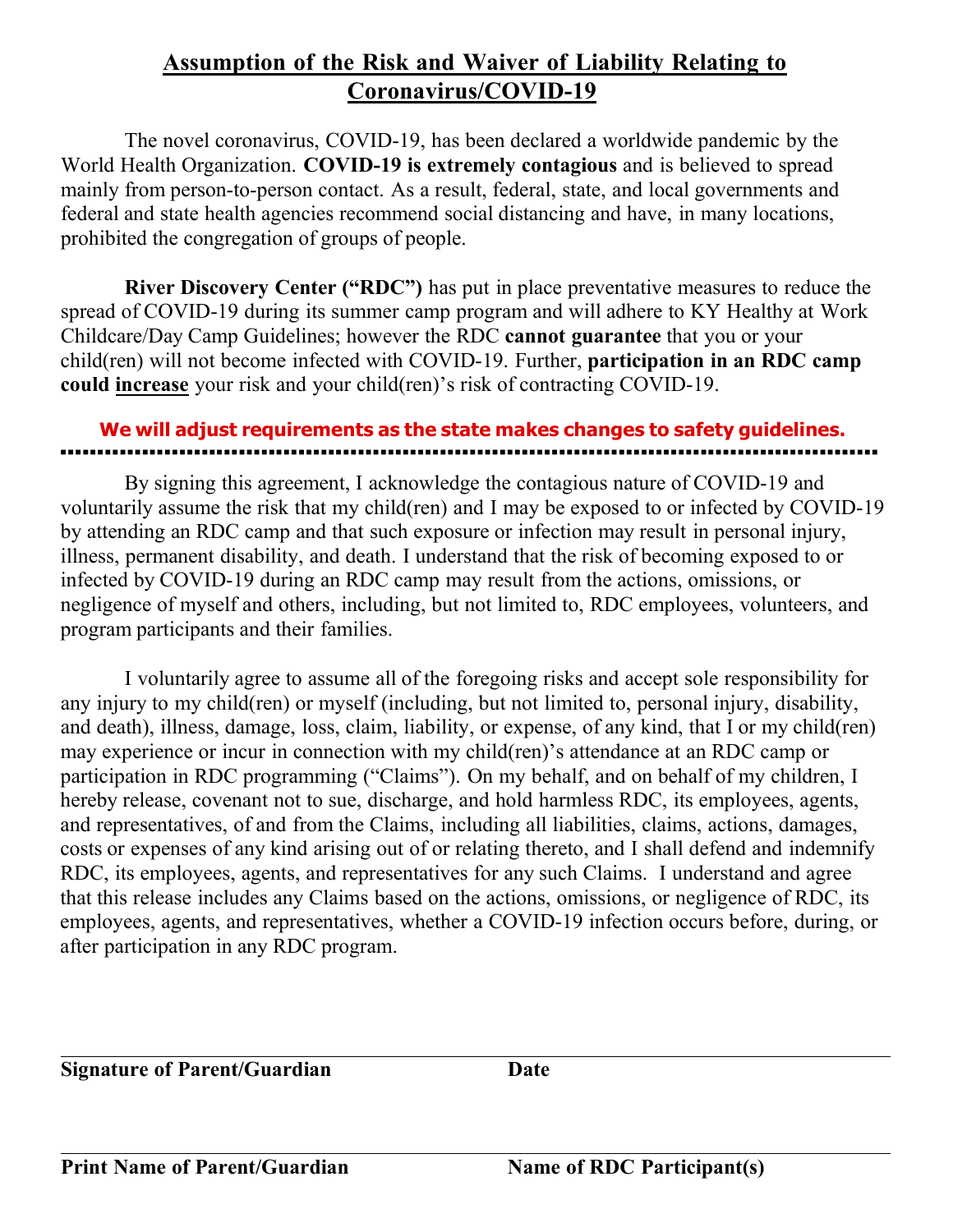# Assumption of the Risk and Waiver of Liability Relating to Coronavirus/COVID-19

The novel coronavirus, COVID-19, has been declared a worldwide pandemic by the World Health Organization. **COVID-19 is extremely contagious** and is believed to spread mainly from person-to-person contact. As a result, federal, state, and local governments and federal and state health agencies recommend social distancing and have, in many locations, prohibited the congregation of groups of people.

**River Discovery Center ("RDC")** has put in place preventative measures to reduce the spread of COVID-19 during its summer camp program and will adhere to KY Healthy at Work Childcare/Day Camp Guidelines; however the RDC **cannot guarantee** that you or your child(ren) will not become infected with COVID-19. Further, **participation in an RDC camp could <u>increase</u>** your risk and your child(ren)'s risk of contracting COVID-19.

**We will adjust requirements as the state makes changes to safety guidelines.**

---

By signing this agreement, I acknowledge the contagious nature of COVID-19 and voluntarily assume the risk that my child(ren) and I may be exposed to or infected by COVID-19 by attending an RDC camp and that such exposure or infection may result in personal injury, illness, permanent disability, and death. I understand that the risk of becoming exposed to or infected by COVID-19 during an RDC camp may result from the actions, omissions, or negligence of myself and others, including, but not limited to, RDC employees, volunteers, and program participants and their families.

I voluntarily agree to assume all of the foregoing risks and accept sole responsibility for any injury to my child(ren) or myself (including, but not limited to, personal injury, disability, and death), illness, damage, loss, claim, liability, or expense, of any kind, that I or my child(ren) may experience or incur in connection with my child(ren)'s attendance at an RDC camp or participation in RDC programming ("Claims"). On my behalf, and on behalf of my children, I hereby release, covenant not to sue, discharge, and hold harmless RDC, its employees, agents, and representatives, of and from the Claims, including all liabilities, claims, actions, damages, costs or expenses of any kind arising out of or relating thereto, and I shall defend and indemnify RDC, its employees, agents, and representatives for any such Claims. I understand and agree that this release includes any Claims based on the actions, omissions, or negligence of RDC, its employees, agents, and representatives, whether a COVID-19 infection occurs before, during, or after participation in any RDC program.

______________________________________________________________________

**Signature of Parent/Guardian** **Date**

______________________________________________________________________

**Print Name of Parent/Guardian** **Name of RDC Participant(s)**